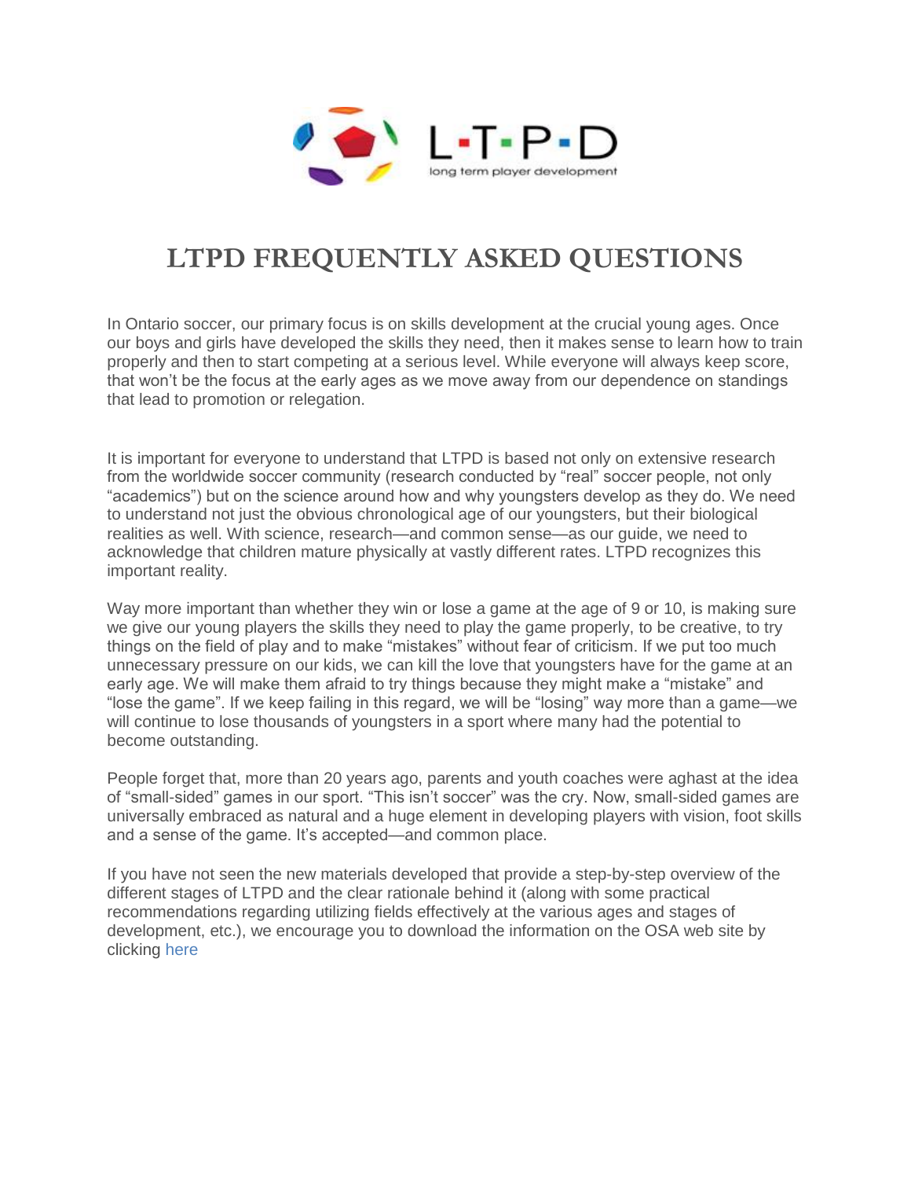L·T·P·D

long term player development

# LTPD FREQUENTLY ASKED QUESTIONS

In Ontario soccer, our primary focus is on skills development at the crucial young ages. Once our boys and girls have developed the skills they need, then it makes sense to learn how to train properly and then to start competing at a serious level. While everyone will always keep score, that won't be the focus at the early ages as we move away from our dependence on standings that lead to promotion or relegation.

It is important for everyone to understand that LTPD is based not only on extensive research from the worldwide soccer community (research conducted by "real" soccer people, not only "academics") but on the science around how and why youngsters develop as they do. We need to understand not just the obvious chronological age of our youngsters, but their biological realities as well. With science, research—and common sense—as our guide, we need to acknowledge that children mature physically at vastly different rates. LTPD recognizes this important reality.

Way more important than whether they win or lose a game at the age of 9 or 10, is making sure we give our young players the skills they need to play the game properly, to be creative, to try things on the field of play and to make "mistakes" without fear of criticism. If we put too much unnecessary pressure on our kids, we can kill the love that youngsters have for the game at an early age. We will make them afraid to try things because they might make a "mistake" and "lose the game". If we keep failing in this regard, we will be "losing" way more than a game—we will continue to lose thousands of youngsters in a sport where many had the potential to become outstanding.

People forget that, more than 20 years ago, parents and youth coaches were aghast at the idea of "small-sided" games in our sport. "This isn't soccer" was the cry. Now, small-sided games are universally embraced as natural and a huge element in developing players with vision, foot skills and a sense of the game. It's accepted—and common place.

If you have not seen the new materials developed that provide a step-by-step overview of the different stages of LTPD and the clear rationale behind it (along with some practical recommendations regarding utilizing fields effectively at the various ages and stages of development, etc.), we encourage you to download the information on the OSA web site by clicking here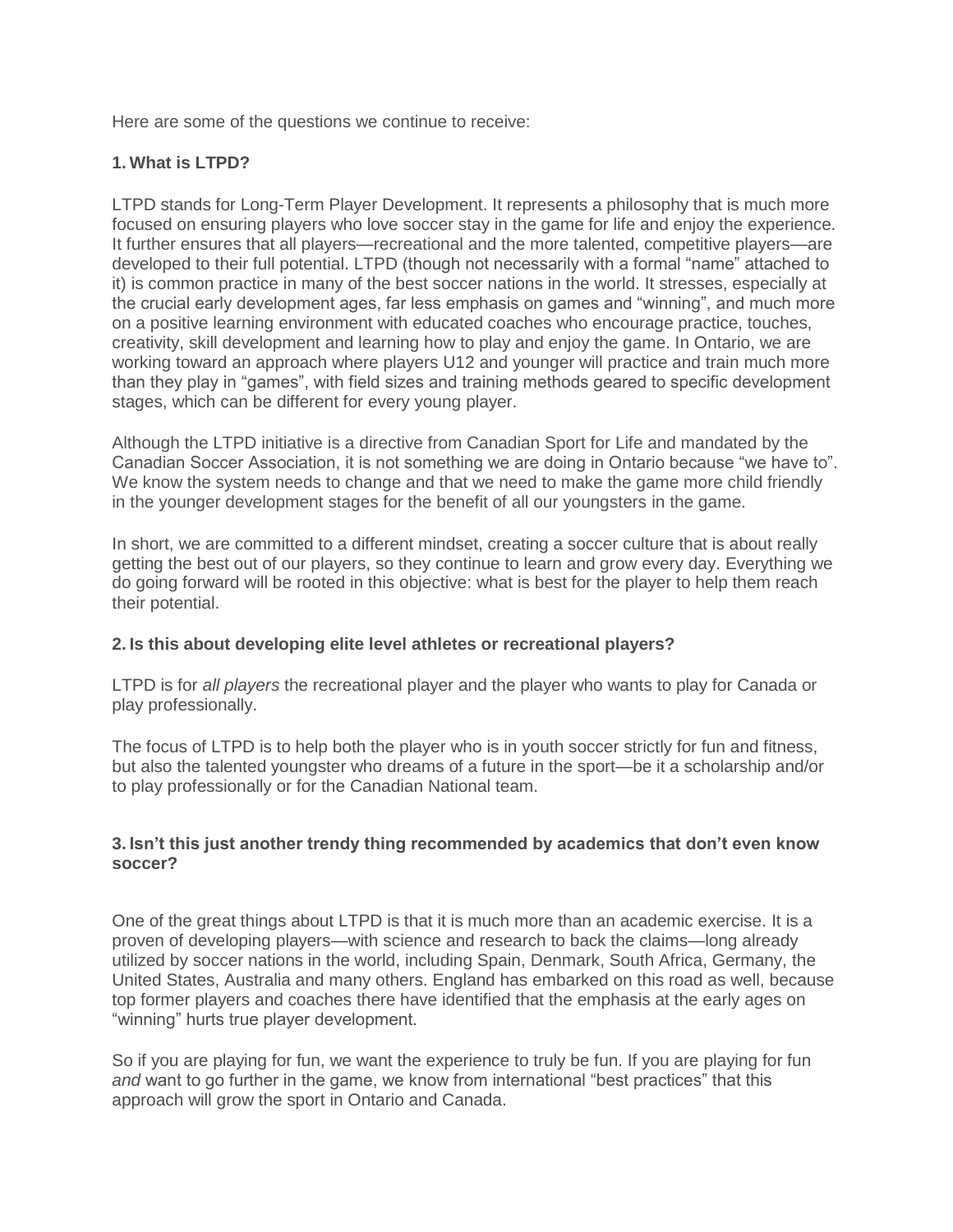Here are some of the questions we continue to receive:

**1. What is LTPD?**

LTPD stands for Long-Term Player Development. It represents a philosophy that is much more focused on ensuring players who love soccer stay in the game for life and enjoy the experience. It further ensures that all players—recreational and the more talented, competitive players—are developed to their full potential. LTPD (though not necessarily with a formal "name" attached to it) is common practice in many of the best soccer nations in the world. It stresses, especially at the crucial early development ages, far less emphasis on games and "winning", and much more on a positive learning environment with educated coaches who encourage practice, touches, creativity, skill development and learning how to play and enjoy the game. In Ontario, we are working toward an approach where players U12 and younger will practice and train much more than they play in "games", with field sizes and training methods geared to specific development stages, which can be different for every young player.

Although the LTPD initiative is a directive from Canadian Sport for Life and mandated by the Canadian Soccer Association, it is not something we are doing in Ontario because "we have to". We know the system needs to change and that we need to make the game more child friendly in the younger development stages for the benefit of all our youngsters in the game.

In short, we are committed to a different mindset, creating a soccer culture that is about really getting the best out of our players, so they continue to learn and grow every day. Everything we do going forward will be rooted in this objective: what is best for the player to help them reach their potential.

**2. Is this about developing elite level athletes or recreational players?**

LTPD is for *all players* the recreational player and the player who wants to play for Canada or play professionally.

The focus of LTPD is to help both the player who is in youth soccer strictly for fun and fitness, but also the talented youngster who dreams of a future in the sport—be it a scholarship and/or to play professionally or for the Canadian National team.

**3. Isn't this just another trendy thing recommended by academics that don't even know soccer?**

One of the great things about LTPD is that it is much more than an academic exercise. It is a proven of developing players—with science and research to back the claims—long already utilized by soccer nations in the world, including Spain, Denmark, South Africa, Germany, the United States, Australia and many others. England has embarked on this road as well, because top former players and coaches there have identified that the emphasis at the early ages on "winning" hurts true player development.

So if you are playing for fun, we want the experience to truly be fun. If you are playing for fun *and* want to go further in the game, we know from international "best practices" that this approach will grow the sport in Ontario and Canada.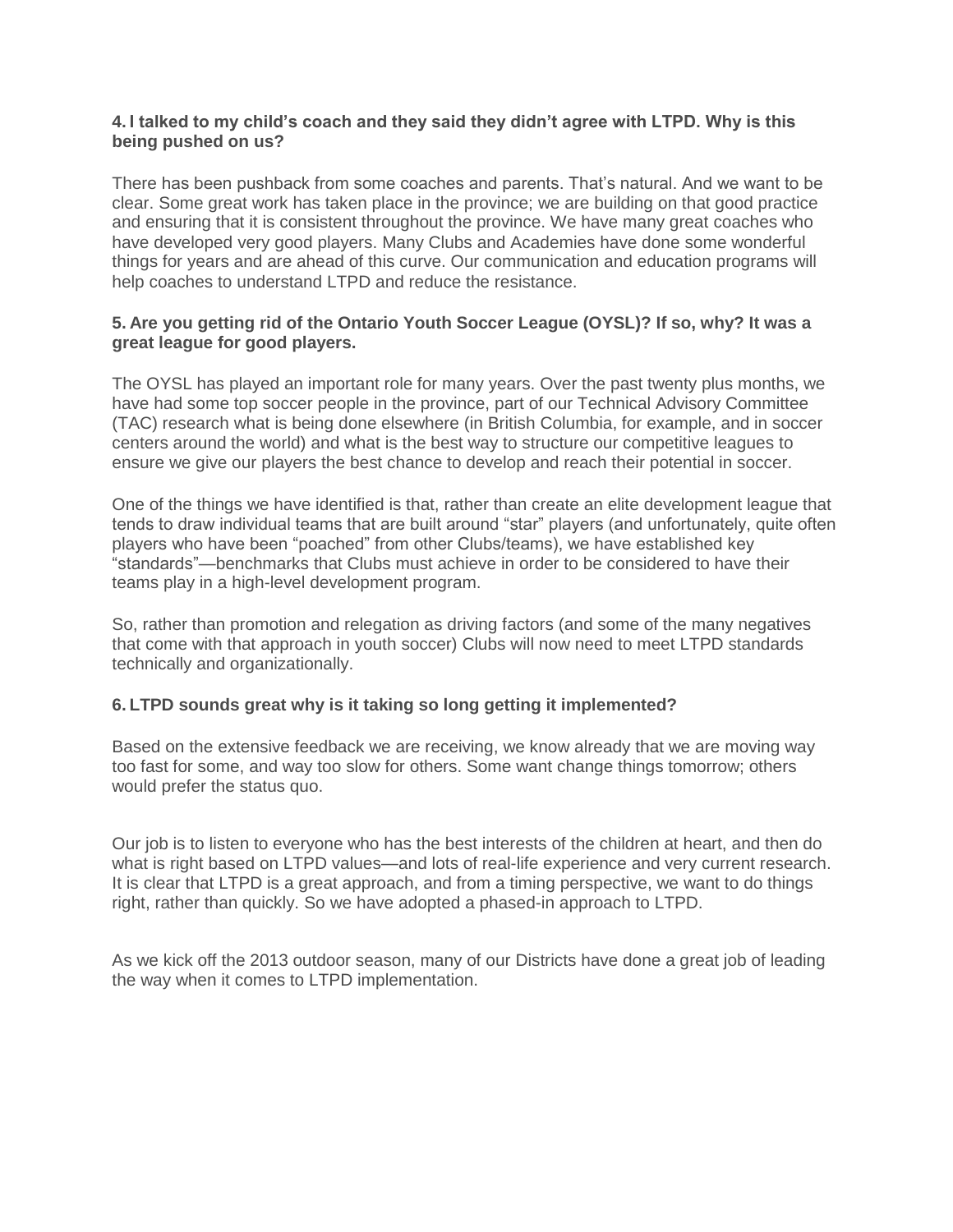**4. I talked to my child's coach and they said they didn't agree with LTPD. Why is this being pushed on us?**

There has been pushback from some coaches and parents. That's natural. And we want to be clear. Some great work has taken place in the province; we are building on that good practice and ensuring that it is consistent throughout the province. We have many great coaches who have developed very good players. Many Clubs and Academies have done some wonderful things for years and are ahead of this curve. Our communication and education programs will help coaches to understand LTPD and reduce the resistance.

**5. Are you getting rid of the Ontario Youth Soccer League (OYSL)? If so, why? It was a great league for good players.**

The OYSL has played an important role for many years. Over the past twenty plus months, we have had some top soccer people in the province, part of our Technical Advisory Committee (TAC) research what is being done elsewhere (in British Columbia, for example, and in soccer centers around the world) and what is the best way to structure our competitive leagues to ensure we give our players the best chance to develop and reach their potential in soccer.

One of the things we have identified is that, rather than create an elite development league that tends to draw individual teams that are built around "star" players (and unfortunately, quite often players who have been "poached" from other Clubs/teams), we have established key "standards"—benchmarks that Clubs must achieve in order to be considered to have their teams play in a high-level development program.

So, rather than promotion and relegation as driving factors (and some of the many negatives that come with that approach in youth soccer) Clubs will now need to meet LTPD standards technically and organizationally.

**6. LTPD sounds great why is it taking so long getting it implemented?**

Based on the extensive feedback we are receiving, we know already that we are moving way too fast for some, and way too slow for others. Some want change things tomorrow; others would prefer the status quo.

Our job is to listen to everyone who has the best interests of the children at heart, and then do what is right based on LTPD values—and lots of real-life experience and very current research. It is clear that LTPD is a great approach, and from a timing perspective, we want to do things right, rather than quickly. So we have adopted a phased-in approach to LTPD.

As we kick off the 2013 outdoor season, many of our Districts have done a great job of leading the way when it comes to LTPD implementation.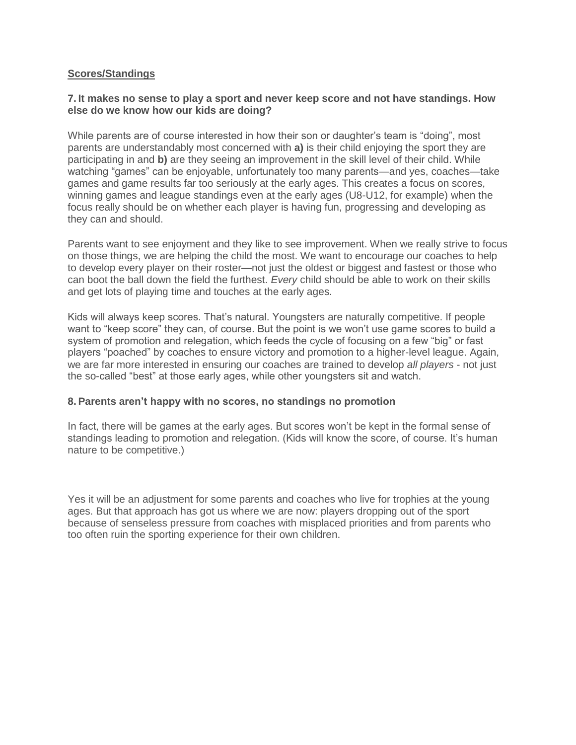## Scores/Standings

### 7. It makes no sense to play a sport and never keep score and not have standings. How else do we know how our kids are doing?

While parents are of course interested in how their son or daughter's team is "doing", most parents are understandably most concerned with **a)** is their child enjoying the sport they are participating in and **b)** are they seeing an improvement in the skill level of their child. While watching "games" can be enjoyable, unfortunately too many parents—and yes, coaches—take games and game results far too seriously at the early ages. This creates a focus on scores, winning games and league standings even at the early ages (U8-U12, for example) when the focus really should be on whether each player is having fun, progressing and developing as they can and should.

Parents want to see enjoyment and they like to see improvement. When we really strive to focus on those things, we are helping the child the most. We want to encourage our coaches to help to develop every player on their roster—not just the oldest or biggest and fastest or those who can boot the ball down the field the furthest. *Every* child should be able to work on their skills and get lots of playing time and touches at the early ages.

Kids will always keep scores. That's natural. Youngsters are naturally competitive. If people want to "keep score" they can, of course. But the point is we won't use game scores to build a system of promotion and relegation, which feeds the cycle of focusing on a few "big" or fast players "poached" by coaches to ensure victory and promotion to a higher-level league. Again, we are far more interested in ensuring our coaches are trained to develop *all players* - not just the so-called "best" at those early ages, while other youngsters sit and watch.

### 8. Parents aren't happy with no scores, no standings no promotion

In fact, there will be games at the early ages. But scores won't be kept in the formal sense of standings leading to promotion and relegation. (Kids will know the score, of course. It's human nature to be competitive.)

Yes it will be an adjustment for some parents and coaches who live for trophies at the young ages. But that approach has got us where we are now: players dropping out of the sport because of senseless pressure from coaches with misplaced priorities and from parents who too often ruin the sporting experience for their own children.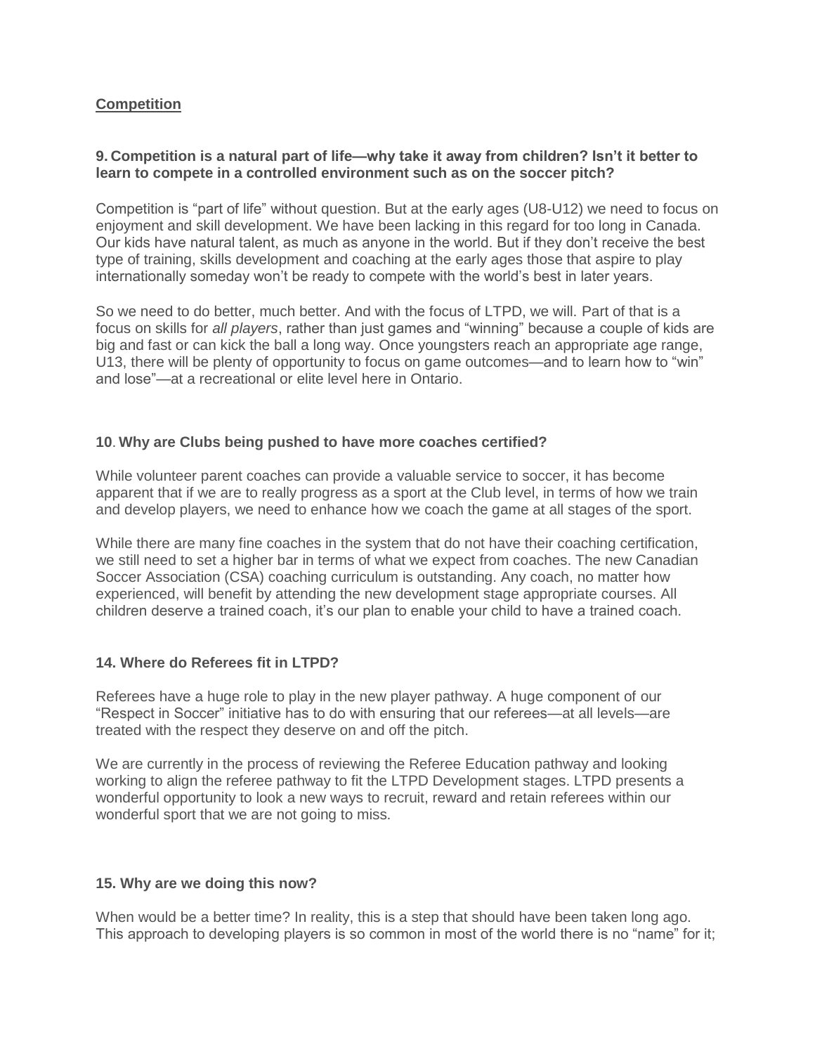## <u>Competition</u>

### 9. Competition is a natural part of life—why take it away from children? Isn't it better to learn to compete in a controlled environment such as on the soccer pitch?

Competition is "part of life" without question. But at the early ages (U8-U12) we need to focus on enjoyment and skill development. We have been lacking in this regard for too long in Canada. Our kids have natural talent, as much as anyone in the world. But if they don't receive the best type of training, skills development and coaching at the early ages those that aspire to play internationally someday won't be ready to compete with the world's best in later years.

So we need to do better, much better. And with the focus of LTPD, we will. Part of that is a focus on skills for *all players*, rather than just games and "winning" because a couple of kids are big and fast or can kick the ball a long way. Once youngsters reach an appropriate age range, U13, there will be plenty of opportunity to focus on game outcomes—and to learn how to "win" and lose"—at a recreational or elite level here in Ontario.

### 10. Why are Clubs being pushed to have more coaches certified?

While volunteer parent coaches can provide a valuable service to soccer, it has become apparent that if we are to really progress as a sport at the Club level, in terms of how we train and develop players, we need to enhance how we coach the game at all stages of the sport.

While there are many fine coaches in the system that do not have their coaching certification, we still need to set a higher bar in terms of what we expect from coaches. The new Canadian Soccer Association (CSA) coaching curriculum is outstanding. Any coach, no matter how experienced, will benefit by attending the new development stage appropriate courses. All children deserve a trained coach, it's our plan to enable your child to have a trained coach.

### 14. Where do Referees fit in LTPD?

Referees have a huge role to play in the new player pathway. A huge component of our "Respect in Soccer" initiative has to do with ensuring that our referees—at all levels—are treated with the respect they deserve on and off the pitch.

We are currently in the process of reviewing the Referee Education pathway and looking working to align the referee pathway to fit the LTPD Development stages. LTPD presents a wonderful opportunity to look a new ways to recruit, reward and retain referees within our wonderful sport that we are not going to miss.

### 15. Why are we doing this now?

When would be a better time? In reality, this is a step that should have been taken long ago. This approach to developing players is so common in most of the world there is no "name" for it;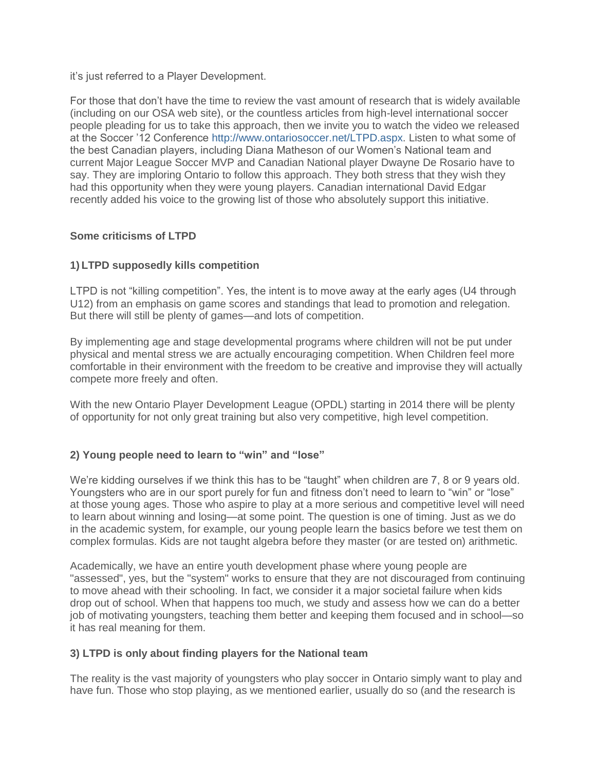it’s just referred to a Player Development.

For those that don’t have the time to review the vast amount of research that is widely available (including on our OSA web site), or the countless articles from high-level international soccer people pleading for us to take this approach, then we invite you to watch the video we released at the Soccer ’12 Conference http://www.ontariosoccer.net/LTPD.aspx. Listen to what some of the best Canadian players, including Diana Matheson of our Women’s National team and current Major League Soccer MVP and Canadian National player Dwayne De Rosario have to say. They are imploring Ontario to follow this approach. They both stress that they wish they had this opportunity when they were young players. Canadian international David Edgar recently added his voice to the growing list of those who absolutely support this initiative.

**Some criticisms of LTPD**

**1) LTPD supposedly kills competition**

LTPD is not “killing competition”. Yes, the intent is to move away at the early ages (U4 through U12) from an emphasis on game scores and standings that lead to promotion and relegation. But there will still be plenty of games—and lots of competition.

By implementing age and stage developmental programs where children will not be put under physical and mental stress we are actually encouraging competition. When Children feel more comfortable in their environment with the freedom to be creative and improvise they will actually compete more freely and often.

With the new Ontario Player Development League (OPDL) starting in 2014 there will be plenty of opportunity for not only great training but also very competitive, high level competition.

**2) Young people need to learn to “win” and “lose”**

We’re kidding ourselves if we think this has to be “taught” when children are 7, 8 or 9 years old. Youngsters who are in our sport purely for fun and fitness don’t need to learn to “win” or “lose” at those young ages. Those who aspire to play at a more serious and competitive level will need to learn about winning and losing—at some point. The question is one of timing. Just as we do in the academic system, for example, our young people learn the basics before we test them on complex formulas. Kids are not taught algebra before they master (or are tested on) arithmetic.

Academically, we have an entire youth development phase where young people are "assessed", yes, but the "system" works to ensure that they are not discouraged from continuing to move ahead with their schooling. In fact, we consider it a major societal failure when kids drop out of school. When that happens too much, we study and assess how we can do a better job of motivating youngsters, teaching them better and keeping them focused and in school—so it has real meaning for them.

**3) LTPD is only about finding players for the National team**

The reality is the vast majority of youngsters who play soccer in Ontario simply want to play and have fun. Those who stop playing, as we mentioned earlier, usually do so (and the research is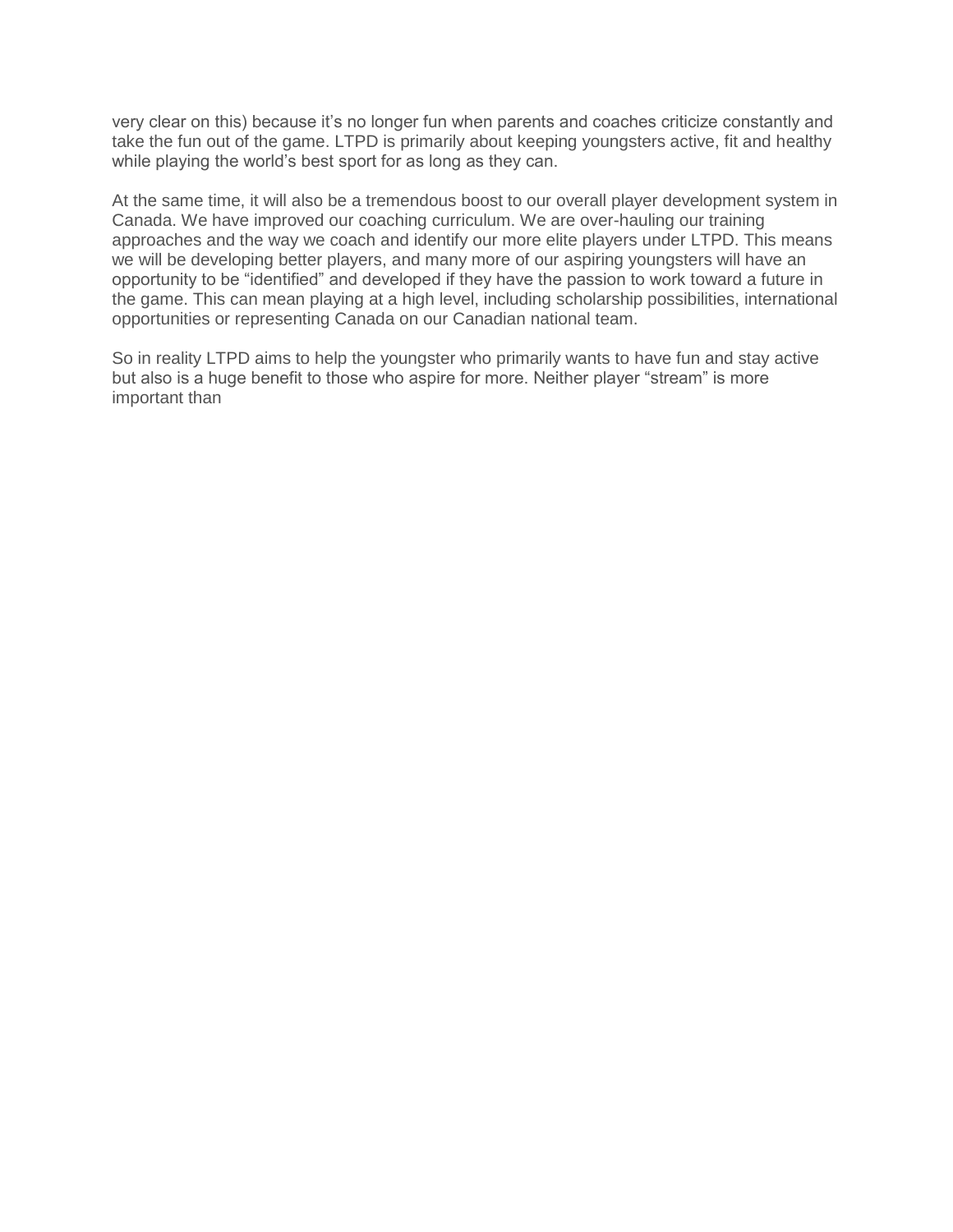very clear on this) because it’s no longer fun when parents and coaches criticize constantly and take the fun out of the game. LTPD is primarily about keeping youngsters active, fit and healthy while playing the world’s best sport for as long as they can.

At the same time, it will also be a tremendous boost to our overall player development system in Canada. We have improved our coaching curriculum. We are over-hauling our training approaches and the way we coach and identify our more elite players under LTPD. This means we will be developing better players, and many more of our aspiring youngsters will have an opportunity to be “identified” and developed if they have the passion to work toward a future in the game. This can mean playing at a high level, including scholarship possibilities, international opportunities or representing Canada on our Canadian national team.

So in reality LTPD aims to help the youngster who primarily wants to have fun and stay active but also is a huge benefit to those who aspire for more. Neither player “stream” is more important than